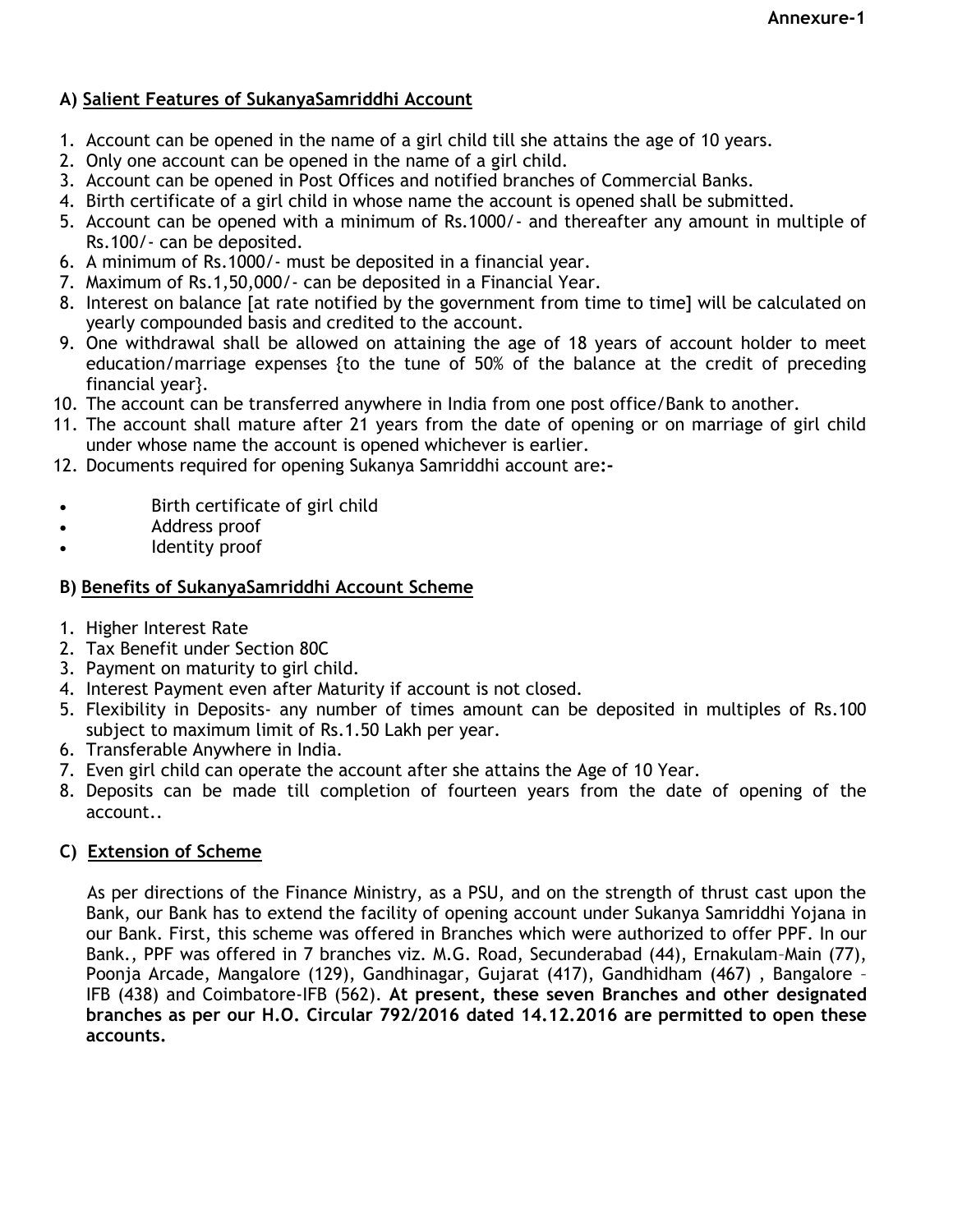Annexure-1

## A) Salient Features of SukanyaSamriddhi Account

1. Account can be opened in the name of a girl child till she attains the age of 10 years.
2. Only one account can be opened in the name of a girl child.
3. Account can be opened in Post Offices and notified branches of Commercial Banks.
4. Birth certificate of a girl child in whose name the account is opened shall be submitted.
5. Account can be opened with a minimum of Rs.1000/- and thereafter any amount in multiple of Rs.100/- can be deposited.
6. A minimum of Rs.1000/- must be deposited in a financial year.
7. Maximum of Rs.1,50,000/- can be deposited in a Financial Year.
8. Interest on balance [at rate notified by the government from time to time] will be calculated on yearly compounded basis and credited to the account.
9. One withdrawal shall be allowed on attaining the age of 18 years of account holder to meet education/marriage expenses {to the tune of 50% of the balance at the credit of preceding financial year}.
10. The account can be transferred anywhere in India from one post office/Bank to another.
11. The account shall mature after 21 years from the date of opening or on marriage of girl child under whose name the account is opened whichever is earlier.
12. Documents required for opening Sukanya Samriddhi account are:-

- Birth certificate of girl child
- Address proof
- Identity proof

## B) Benefits of SukanyaSamriddhi Account Scheme

1. Higher Interest Rate
2. Tax Benefit under Section 80C
3. Payment on maturity to girl child.
4. Interest Payment even after Maturity if account is not closed.
5. Flexibility in Deposits- any number of times amount can be deposited in multiples of Rs.100 subject to maximum limit of Rs.1.50 Lakh per year.
6. Transferable Anywhere in India.
7. Even girl child can operate the account after she attains the Age of 10 Year.
8. Deposits can be made till completion of fourteen years from the date of opening of the account..

## C) Extension of Scheme

As per directions of the Finance Ministry, as a PSU, and on the strength of thrust cast upon the Bank, our Bank has to extend the facility of opening account under Sukanya Samriddhi Yojana in our Bank. First, this scheme was offered in Branches which were authorized to offer PPF. In our Bank., PPF was offered in 7 branches viz. M.G. Road, Secunderabad (44), Ernakulam–Main (77), Poonja Arcade, Mangalore (129), Gandhinagar, Gujarat (417), Gandhidham (467) , Bangalore – IFB (438) and Coimbatore-IFB (562). **At present, these seven Branches and other designated branches as per our H.O. Circular 792/2016 dated 14.12.2016 are permitted to open these accounts.**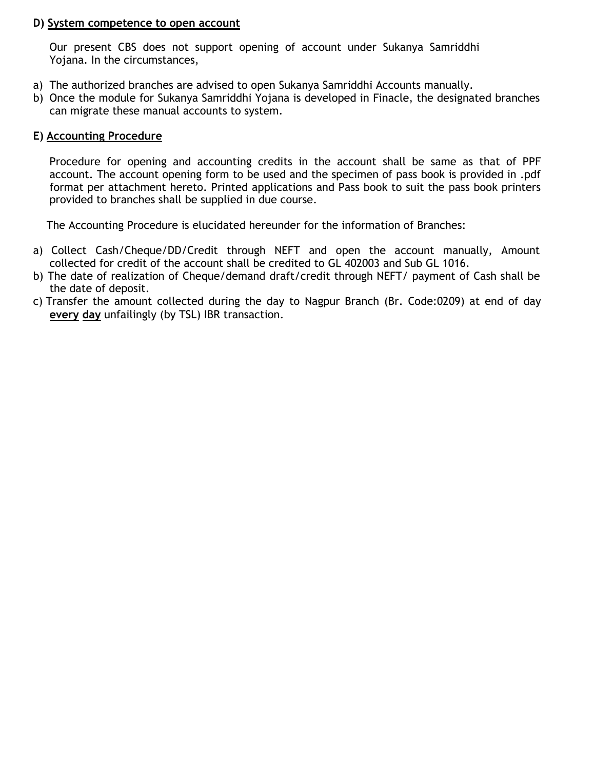**D) System competence to open account**

Our present CBS does not support opening of account under Sukanya Samriddhi Yojana. In the circumstances,

a) The authorized branches are advised to open Sukanya Samriddhi Accounts manually.
b) Once the module for Sukanya Samriddhi Yojana is developed in Finacle, the designated branches can migrate these manual accounts to system.

**E) Accounting Procedure**

Procedure for opening and accounting credits in the account shall be same as that of PPF account. The account opening form to be used and the specimen of pass book is provided in .pdf format per attachment hereto. Printed applications and Pass book to suit the pass book printers provided to branches shall be supplied in due course.

The Accounting Procedure is elucidated hereunder for the information of Branches:

a) Collect Cash/Cheque/DD/Credit through NEFT and open the account manually, Amount collected for credit of the account shall be credited to GL 402003 and Sub GL 1016.
b) The date of realization of Cheque/demand draft/credit through NEFT/ payment of Cash shall be the date of deposit.
c) Transfer the amount collected during the day to Nagpur Branch (Br. Code:0209) at end of day **every day** unfailingly (by TSL) IBR transaction.